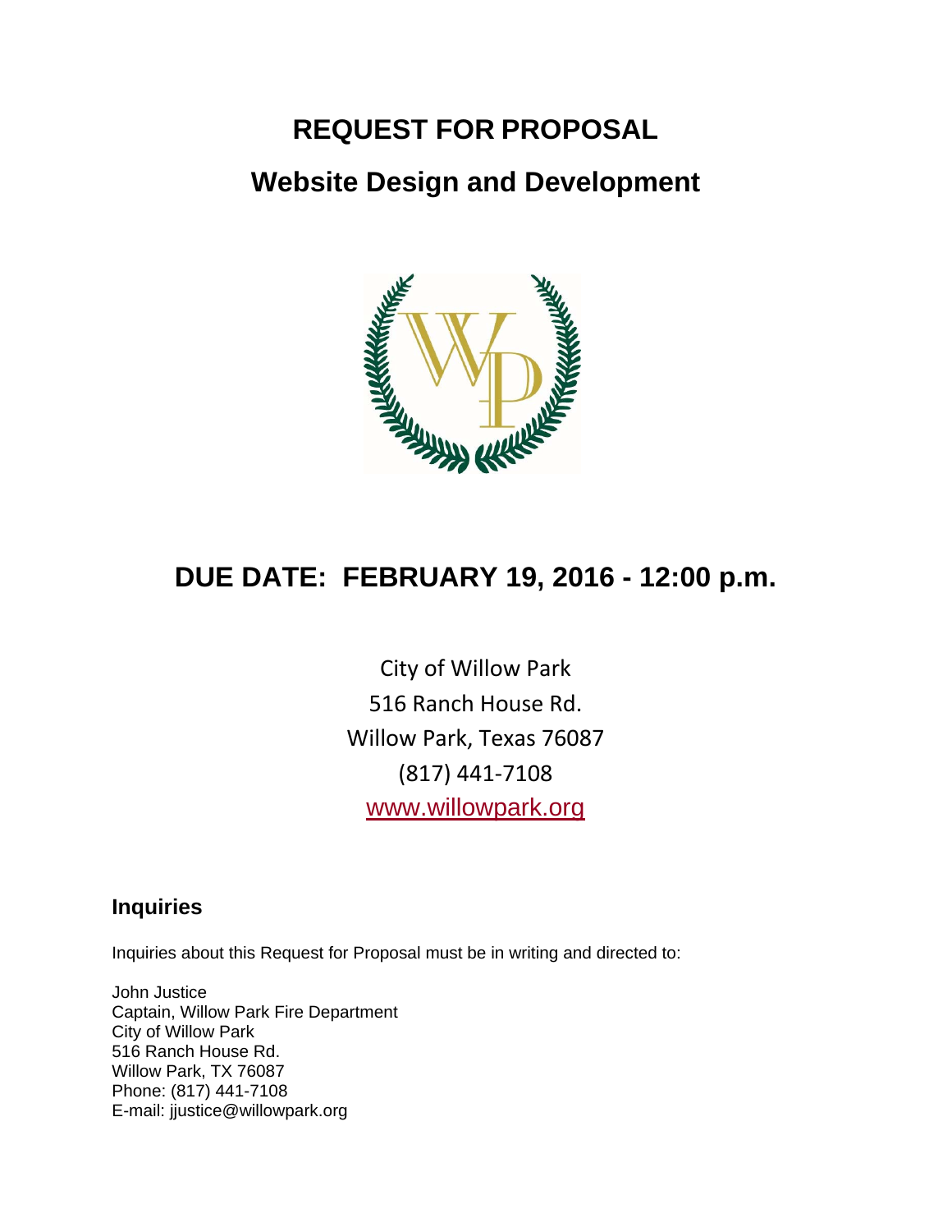# REQUEST FOR PROPOSAL

## Website Design and Development

## DUE DATE: FEBRUARY 19, 2016 - 12:00 p.m.

City of Willow Park
516 Ranch House Rd.
Willow Park, Texas 76087
(817) 441-7108
www.willowpark.org

### Inquiries

Inquiries about this Request for Proposal must be in writing and directed to:

John Justice
Captain, Willow Park Fire Department
City of Willow Park
516 Ranch House Rd.
Willow Park, TX 76087
Phone: (817) 441-7108
E-mail: jjustice@willowpark.org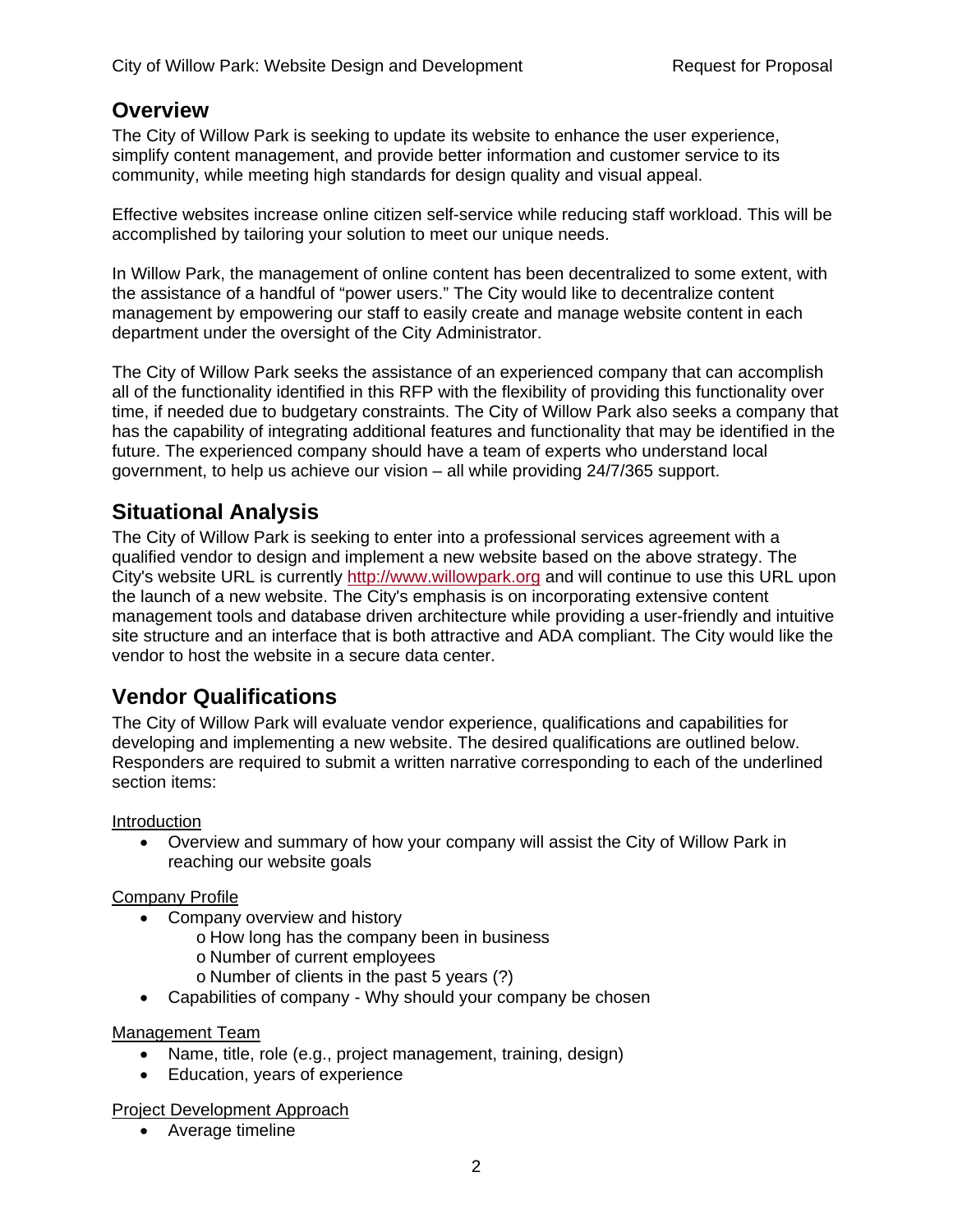## Overview

The City of Willow Park is seeking to update its website to enhance the user experience, simplify content management, and provide better information and customer service to its community, while meeting high standards for design quality and visual appeal.

Effective websites increase online citizen self-service while reducing staff workload. This will be accomplished by tailoring your solution to meet our unique needs.

In Willow Park, the management of online content has been decentralized to some extent, with the assistance of a handful of "power users." The City would like to decentralize content management by empowering our staff to easily create and manage website content in each department under the oversight of the City Administrator.

The City of Willow Park seeks the assistance of an experienced company that can accomplish all of the functionality identified in this RFP with the flexibility of providing this functionality over time, if needed due to budgetary constraints. The City of Willow Park also seeks a company that has the capability of integrating additional features and functionality that may be identified in the future. The experienced company should have a team of experts who understand local government, to help us achieve our vision – all while providing 24/7/365 support.

## Situational Analysis

The City of Willow Park is seeking to enter into a professional services agreement with a qualified vendor to design and implement a new website based on the above strategy. The City's website URL is currently [http://www.willowpark.org](http://www.willowpark.org) and will continue to use this URL upon the launch of a new website. The City's emphasis is on incorporating extensive content management tools and database driven architecture while providing a user-friendly and intuitive site structure and an interface that is both attractive and ADA compliant. The City would like the vendor to host the website in a secure data center.

## Vendor Qualifications

The City of Willow Park will evaluate vendor experience, qualifications and capabilities for developing and implementing a new website. The desired qualifications are outlined below. Responders are required to submit a written narrative corresponding to each of the underlined section items:

<u>Introduction</u>

- Overview and summary of how your company will assist the City of Willow Park in reaching our website goals

<u>Company Profile</u>

- Company overview and history
  - How long has the company been in business
  - Number of current employees
  - Number of clients in the past 5 years (?)
- Capabilities of company - Why should your company be chosen

<u>Management Team</u>

- Name, title, role (e.g., project management, training, design)
- Education, years of experience

<u>Project Development Approach</u>

- Average timeline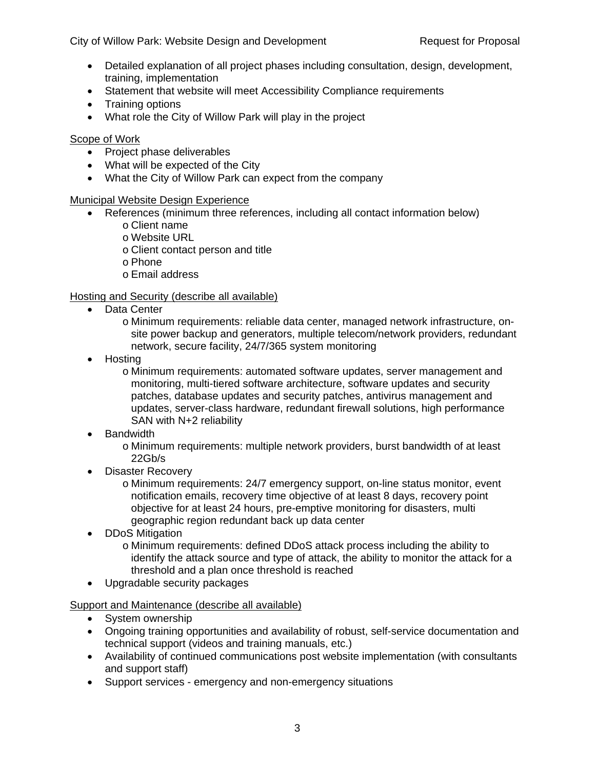- Detailed explanation of all project phases including consultation, design, development, training, implementation
- Statement that website will meet Accessibility Compliance requirements
- Training options
- What role the City of Willow Park will play in the project

<u>Scope of Work</u>

- Project phase deliverables
- What will be expected of the City
- What the City of Willow Park can expect from the company

<u>Municipal Website Design Experience</u>

- References (minimum three references, including all contact information below)
  - Client name
  - Website URL
  - Client contact person and title
  - Phone
  - Email address

<u>Hosting and Security (describe all available)</u>

- Data Center
  - Minimum requirements: reliable data center, managed network infrastructure, on-site power backup and generators, multiple telecom/network providers, redundant network, secure facility, 24/7/365 system monitoring
- Hosting
  - Minimum requirements: automated software updates, server management and monitoring, multi-tiered software architecture, software updates and security patches, database updates and security patches, antivirus management and updates, server-class hardware, redundant firewall solutions, high performance SAN with N+2 reliability
- Bandwidth
  - Minimum requirements: multiple network providers, burst bandwidth of at least 22Gb/s
- Disaster Recovery
  - Minimum requirements: 24/7 emergency support, on-line status monitor, event notification emails, recovery time objective of at least 8 days, recovery point objective for at least 24 hours, pre-emptive monitoring for disasters, multi geographic region redundant back up data center
- DDoS Mitigation
  - Minimum requirements: defined DDoS attack process including the ability to identify the attack source and type of attack, the ability to monitor the attack for a threshold and a plan once threshold is reached
- Upgradable security packages

<u>Support and Maintenance (describe all available)</u>

- System ownership
- Ongoing training opportunities and availability of robust, self-service documentation and technical support (videos and training manuals, etc.)
- Availability of continued communications post website implementation (with consultants and support staff)
- Support services - emergency and non-emergency situations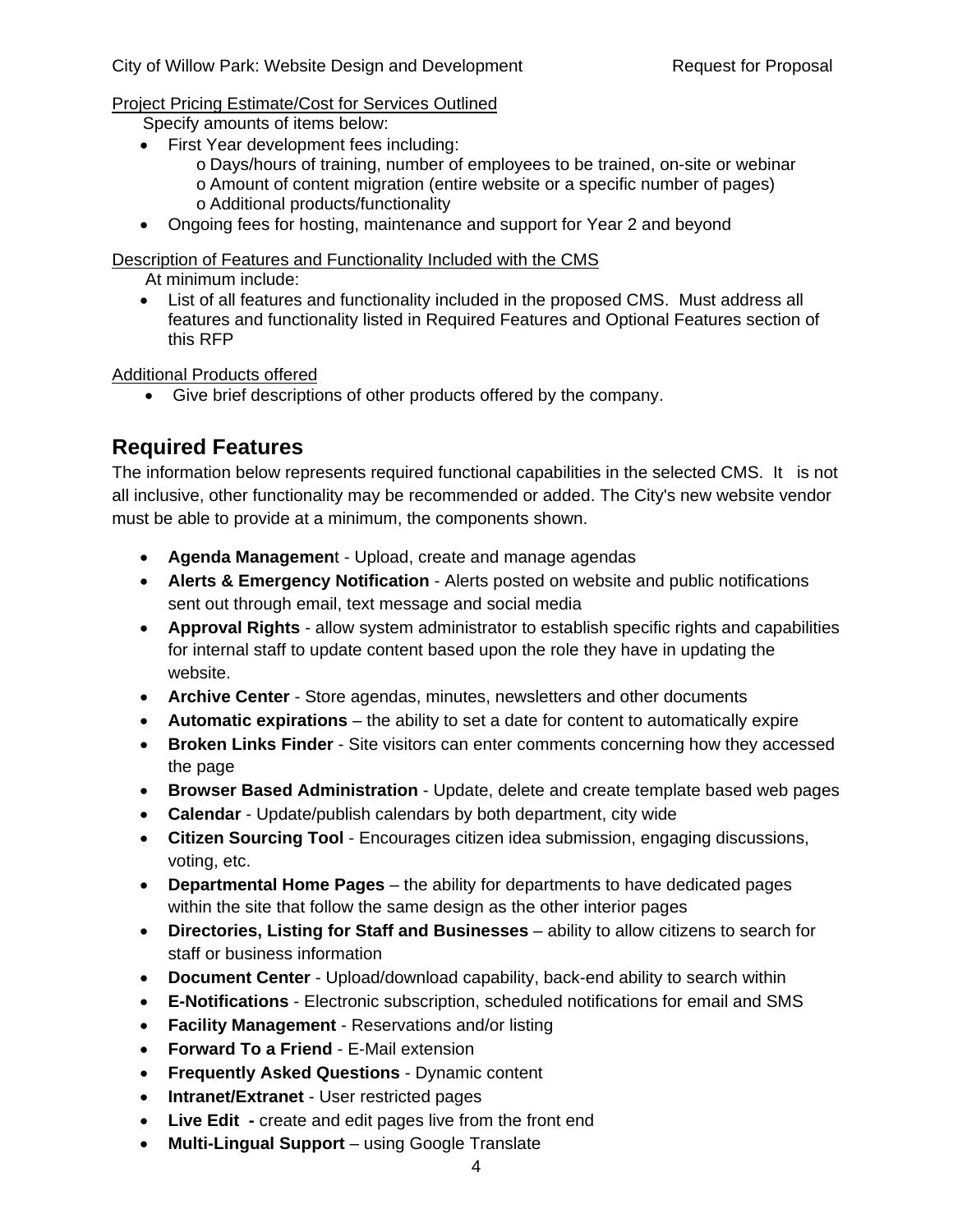Project Pricing Estimate/Cost for Services Outlined

Specify amounts of items below:

- First Year development fees including:
  - o Days/hours of training, number of employees to be trained, on-site or webinar
  - o Amount of content migration (entire website or a specific number of pages)
  - o Additional products/functionality
- Ongoing fees for hosting, maintenance and support for Year 2 and beyond

Description of Features and Functionality Included with the CMS

At minimum include:

- List of all features and functionality included in the proposed CMS. Must address all features and functionality listed in Required Features and Optional Features section of this RFP

Additional Products offered

- Give brief descriptions of other products offered by the company.

## Required Features

The information below represents required functional capabilities in the selected CMS. It is not all inclusive, other functionality may be recommended or added. The City's new website vendor must be able to provide at a minimum, the components shown.

- **Agenda Managemen**t - Upload, create and manage agendas
- **Alerts & Emergency Notification** - Alerts posted on website and public notifications sent out through email, text message and social media
- **Approval Rights** - allow system administrator to establish specific rights and capabilities for internal staff to update content based upon the role they have in updating the website.
- **Archive Center** - Store agendas, minutes, newsletters and other documents
- **Automatic expirations** – the ability to set a date for content to automatically expire
- **Broken Links Finder** - Site visitors can enter comments concerning how they accessed the page
- **Browser Based Administration** - Update, delete and create template based web pages
- **Calendar** - Update/publish calendars by both department, city wide
- **Citizen Sourcing Tool** - Encourages citizen idea submission, engaging discussions, voting, etc.
- **Departmental Home Pages** – the ability for departments to have dedicated pages within the site that follow the same design as the other interior pages
- **Directories, Listing for Staff and Businesses** – ability to allow citizens to search for staff or business information
- **Document Center** - Upload/download capability, back-end ability to search within
- **E-Notifications** - Electronic subscription, scheduled notifications for email and SMS
- **Facility Management** - Reservations and/or listing
- **Forward To a Friend** - E-Mail extension
- **Frequently Asked Questions** - Dynamic content
- **Intranet/Extranet** - User restricted pages
- **Live Edit -** create and edit pages live from the front end
- **Multi-Lingual Support** – using Google Translate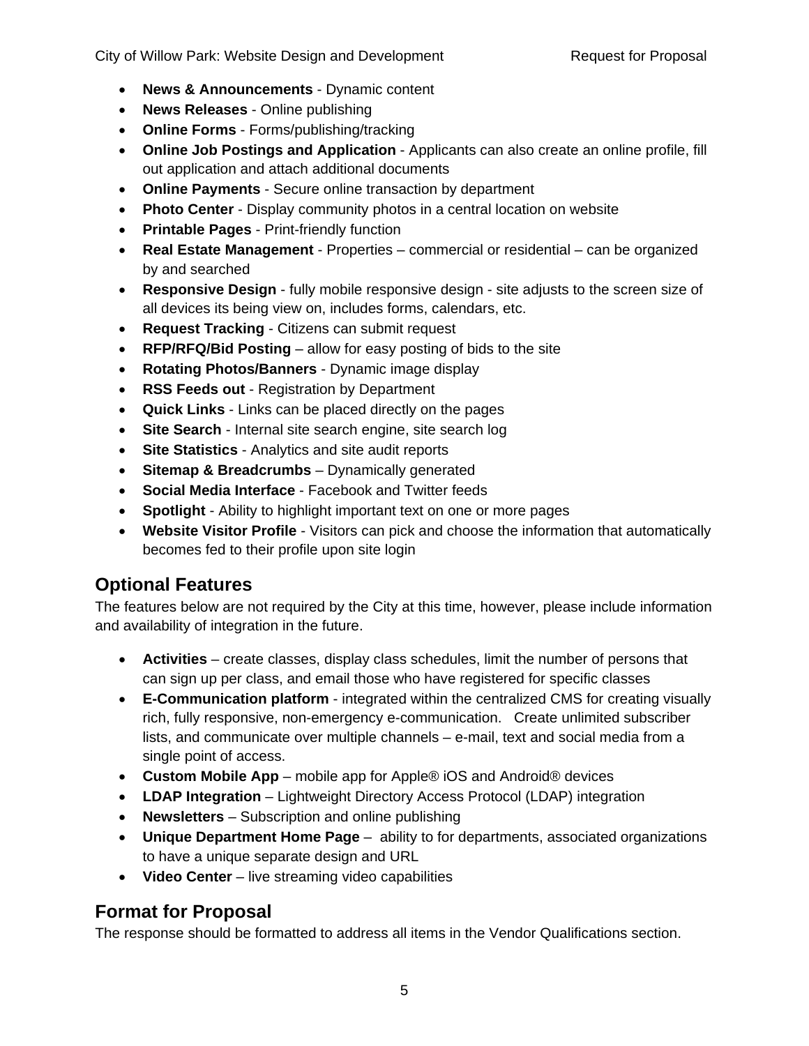- **News & Announcements** - Dynamic content
- **News Releases** - Online publishing
- **Online Forms** - Forms/publishing/tracking
- **Online Job Postings and Application** - Applicants can also create an online profile, fill out application and attach additional documents
- **Online Payments** - Secure online transaction by department
- **Photo Center** - Display community photos in a central location on website
- **Printable Pages** - Print-friendly function
- **Real Estate Management** - Properties – commercial or residential – can be organized by and searched
- **Responsive Design** - fully mobile responsive design - site adjusts to the screen size of all devices its being view on, includes forms, calendars, etc.
- **Request Tracking** - Citizens can submit request
- **RFP/RFQ/Bid Posting** – allow for easy posting of bids to the site
- **Rotating Photos/Banners** - Dynamic image display
- **RSS Feeds out** - Registration by Department
- **Quick Links** - Links can be placed directly on the pages
- **Site Search** - Internal site search engine, site search log
- **Site Statistics** - Analytics and site audit reports
- **Sitemap & Breadcrumbs** – Dynamically generated
- **Social Media Interface** - Facebook and Twitter feeds
- **Spotlight** - Ability to highlight important text on one or more pages
- **Website Visitor Profile** - Visitors can pick and choose the information that automatically becomes fed to their profile upon site login

## Optional Features

The features below are not required by the City at this time, however, please include information and availability of integration in the future.

- **Activities** – create classes, display class schedules, limit the number of persons that can sign up per class, and email those who have registered for specific classes
- **E-Communication platform** - integrated within the centralized CMS for creating visually rich, fully responsive, non-emergency e-communication. Create unlimited subscriber lists, and communicate over multiple channels – e-mail, text and social media from a single point of access.
- **Custom Mobile App** – mobile app for Apple® iOS and Android® devices
- **LDAP Integration** – Lightweight Directory Access Protocol (LDAP) integration
- **Newsletters** – Subscription and online publishing
- **Unique Department Home Page** – ability to for departments, associated organizations to have a unique separate design and URL
- **Video Center** – live streaming video capabilities

## Format for Proposal

The response should be formatted to address all items in the Vendor Qualifications section.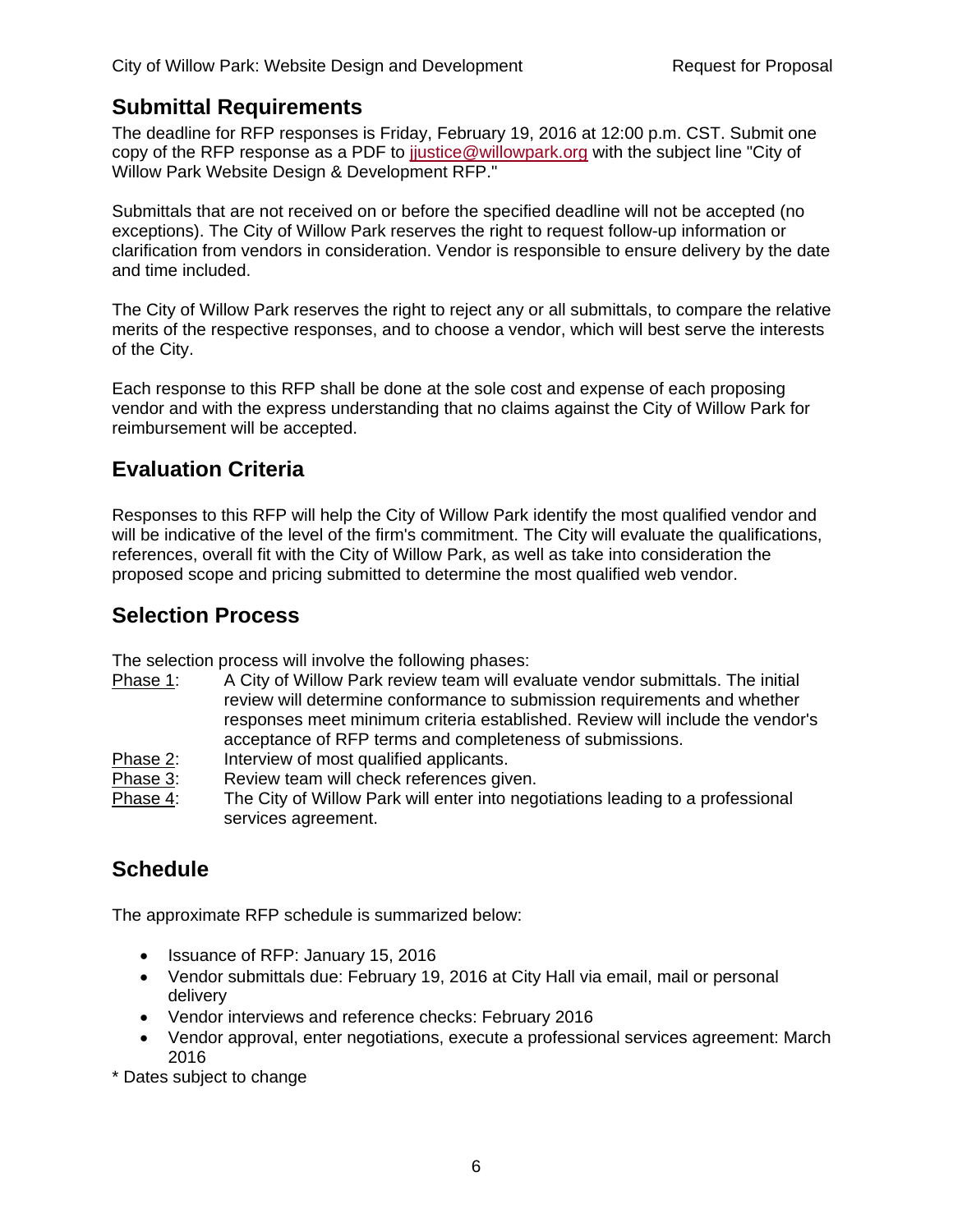## Submittal Requirements

The deadline for RFP responses is Friday, February 19, 2016 at 12:00 p.m. CST. Submit one copy of the RFP response as a PDF to jjustice@willowpark.org with the subject line "City of Willow Park Website Design & Development RFP."

Submittals that are not received on or before the specified deadline will not be accepted (no exceptions). The City of Willow Park reserves the right to request follow-up information or clarification from vendors in consideration. Vendor is responsible to ensure delivery by the date and time included.

The City of Willow Park reserves the right to reject any or all submittals, to compare the relative merits of the respective responses, and to choose a vendor, which will best serve the interests of the City.

Each response to this RFP shall be done at the sole cost and expense of each proposing vendor and with the express understanding that no claims against the City of Willow Park for reimbursement will be accepted.

## Evaluation Criteria

Responses to this RFP will help the City of Willow Park identify the most qualified vendor and will be indicative of the level of the firm's commitment. The City will evaluate the qualifications, references, overall fit with the City of Willow Park, as well as take into consideration the proposed scope and pricing submitted to determine the most qualified web vendor.

## Selection Process

The selection process will involve the following phases:

- Phase 1: A City of Willow Park review team will evaluate vendor submittals. The initial review will determine conformance to submission requirements and whether responses meet minimum criteria established. Review will include the vendor's acceptance of RFP terms and completeness of submissions.
- Phase 2: Interview of most qualified applicants.
- Phase 3: Review team will check references given.
- Phase 4: The City of Willow Park will enter into negotiations leading to a professional services agreement.

## Schedule

The approximate RFP schedule is summarized below:

- Issuance of RFP: January 15, 2016
- Vendor submittals due: February 19, 2016 at City Hall via email, mail or personal delivery
- Vendor interviews and reference checks: February 2016
- Vendor approval, enter negotiations, execute a professional services agreement: March 2016

* Dates subject to change